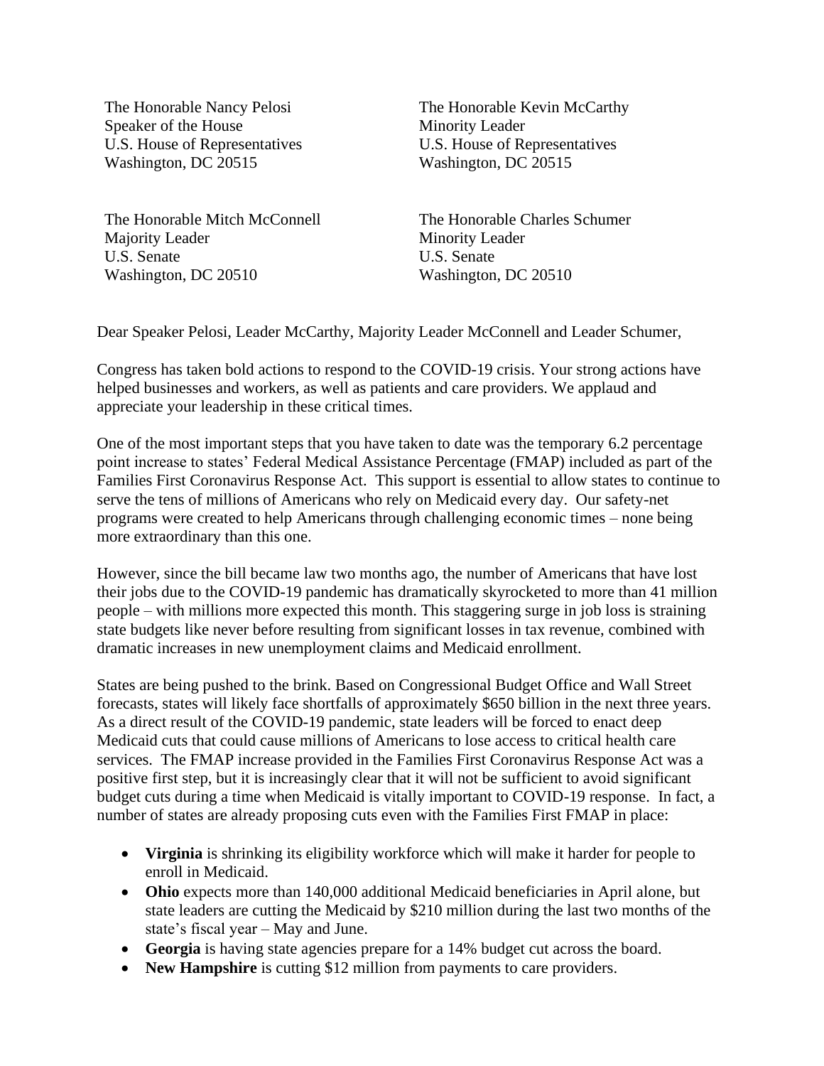The Honorable Nancy Pelosi
Speaker of the House
U.S. House of Representatives
Washington, DC 20515

The Honorable Kevin McCarthy
Minority Leader
U.S. House of Representatives
Washington, DC 20515

The Honorable Mitch McConnell
Majority Leader
U.S. Senate
Washington, DC 20510

The Honorable Charles Schumer
Minority Leader
U.S. Senate
Washington, DC 20510

Dear Speaker Pelosi, Leader McCarthy, Majority Leader McConnell and Leader Schumer,

Congress has taken bold actions to respond to the COVID-19 crisis. Your strong actions have helped businesses and workers, as well as patients and care providers. We applaud and appreciate your leadership in these critical times.

One of the most important steps that you have taken to date was the temporary 6.2 percentage point increase to states' Federal Medical Assistance Percentage (FMAP) included as part of the Families First Coronavirus Response Act. This support is essential to allow states to continue to serve the tens of millions of Americans who rely on Medicaid every day. Our safety-net programs were created to help Americans through challenging economic times – none being more extraordinary than this one.

However, since the bill became law two months ago, the number of Americans that have lost their jobs due to the COVID-19 pandemic has dramatically skyrocketed to more than 41 million people – with millions more expected this month. This staggering surge in job loss is straining state budgets like never before resulting from significant losses in tax revenue, combined with dramatic increases in new unemployment claims and Medicaid enrollment.

States are being pushed to the brink. Based on Congressional Budget Office and Wall Street forecasts, states will likely face shortfalls of approximately $650 billion in the next three years. As a direct result of the COVID-19 pandemic, state leaders will be forced to enact deep Medicaid cuts that could cause millions of Americans to lose access to critical health care services. The FMAP increase provided in the Families First Coronavirus Response Act was a positive first step, but it is increasingly clear that it will not be sufficient to avoid significant budget cuts during a time when Medicaid is vitally important to COVID-19 response. In fact, a number of states are already proposing cuts even with the Families First FMAP in place:

- **Virginia** is shrinking its eligibility workforce which will make it harder for people to enroll in Medicaid.
- **Ohio** expects more than 140,000 additional Medicaid beneficiaries in April alone, but state leaders are cutting the Medicaid by $210 million during the last two months of the state's fiscal year – May and June.
- **Georgia** is having state agencies prepare for a 14% budget cut across the board.
- **New Hampshire** is cutting $12 million from payments to care providers.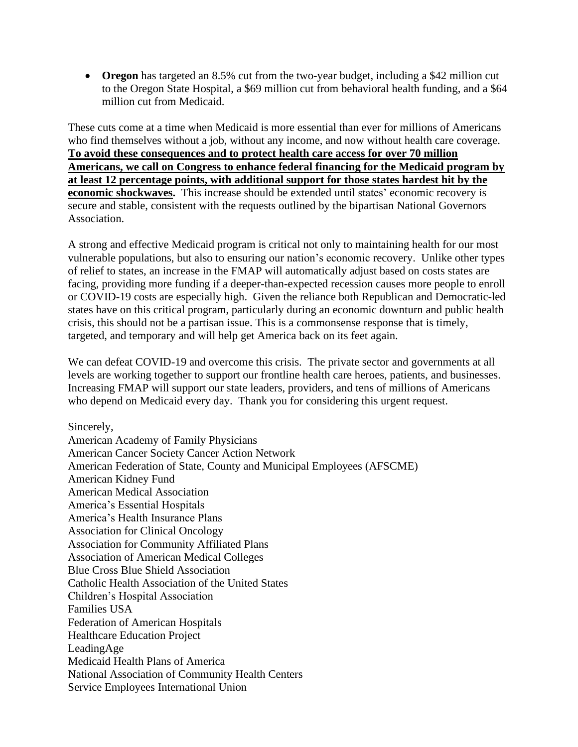- **Oregon** has targeted an 8.5% cut from the two-year budget, including a $42 million cut to the Oregon State Hospital, a $69 million cut from behavioral health funding, and a $64 million cut from Medicaid.

These cuts come at a time when Medicaid is more essential than ever for millions of Americans who find themselves without a job, without any income, and now without health care coverage. <u>**To avoid these consequences and to protect health care access for over 70 million Americans, we call on Congress to enhance federal financing for the Medicaid program by at least 12 percentage points, with additional support for those states hardest hit by the economic shockwaves.**</u> This increase should be extended until states' economic recovery is secure and stable, consistent with the requests outlined by the bipartisan National Governors Association.

A strong and effective Medicaid program is critical not only to maintaining health for our most vulnerable populations, but also to ensuring our nation's economic recovery. Unlike other types of relief to states, an increase in the FMAP will automatically adjust based on costs states are facing, providing more funding if a deeper-than-expected recession causes more people to enroll or COVID-19 costs are especially high. Given the reliance both Republican and Democratic-led states have on this critical program, particularly during an economic downturn and public health crisis, this should not be a partisan issue. This is a commonsense response that is timely, targeted, and temporary and will help get America back on its feet again.

We can defeat COVID-19 and overcome this crisis. The private sector and governments at all levels are working together to support our frontline health care heroes, patients, and businesses. Increasing FMAP will support our state leaders, providers, and tens of millions of Americans who depend on Medicaid every day. Thank you for considering this urgent request.

Sincerely,
American Academy of Family Physicians
American Cancer Society Cancer Action Network
American Federation of State, County and Municipal Employees (AFSCME)
American Kidney Fund
American Medical Association
America's Essential Hospitals
America's Health Insurance Plans
Association for Clinical Oncology
Association for Community Affiliated Plans
Association of American Medical Colleges
Blue Cross Blue Shield Association
Catholic Health Association of the United States
Children's Hospital Association
Families USA
Federation of American Hospitals
Healthcare Education Project
LeadingAge
Medicaid Health Plans of America
National Association of Community Health Centers
Service Employees International Union